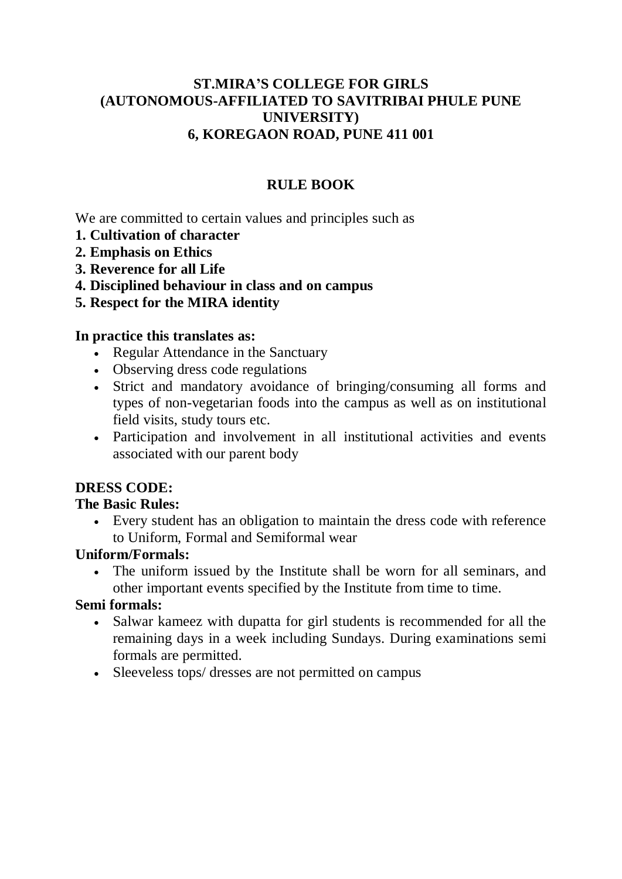# ST.MIRA'S COLLEGE FOR GIRLS
## (AUTONOMOUS-AFFILIATED TO SAVITRIBAI PHULE PUNE UNIVERSITY)
## 6, KOREGAON ROAD, PUNE 411 001

## RULE BOOK

We are committed to certain values and principles such as

**1. Cultivation of character**
**2. Emphasis on Ethics**
**3. Reverence for all Life**
**4. Disciplined behaviour in class and on campus**
**5. Respect for the MIRA identity**

**In practice this translates as:**

- Regular Attendance in the Sanctuary
- Observing dress code regulations
- Strict and mandatory avoidance of bringing/consuming all forms and types of non-vegetarian foods into the campus as well as on institutional field visits, study tours etc.
- Participation and involvement in all institutional activities and events associated with our parent body

**DRESS CODE:**

**The Basic Rules:**

- Every student has an obligation to maintain the dress code with reference to Uniform, Formal and Semiformal wear

**Uniform/Formals:**

- The uniform issued by the Institute shall be worn for all seminars, and other important events specified by the Institute from time to time.

**Semi formals:**

- Salwar kameez with dupatta for girl students is recommended for all the remaining days in a week including Sundays. During examinations semi formals are permitted.
- Sleeveless tops/ dresses are not permitted on campus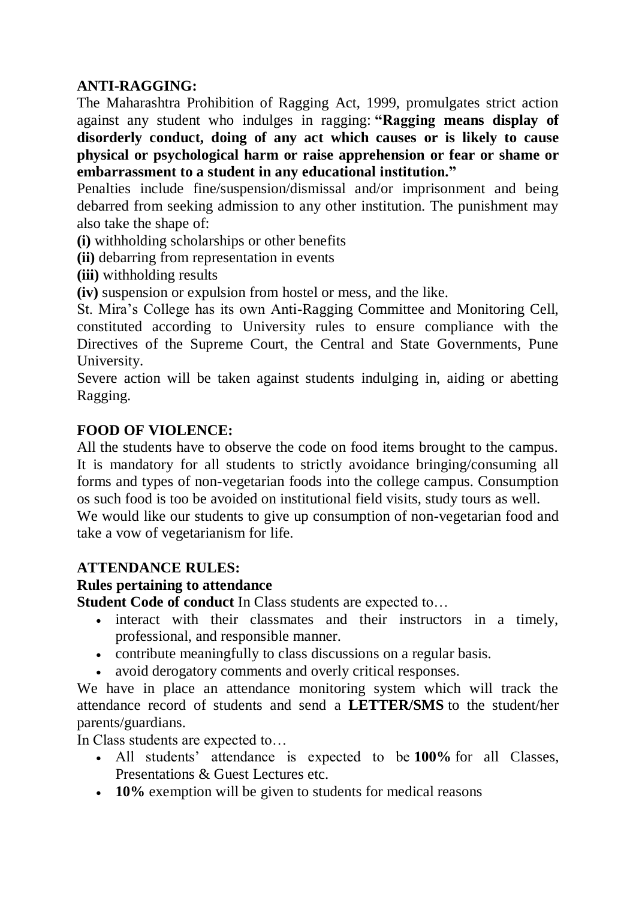**ANTI-RAGGING:**

The Maharashtra Prohibition of Ragging Act, 1999, promulgates strict action against any student who indulges in ragging: **"Ragging means display of disorderly conduct, doing of any act which causes or is likely to cause physical or psychological harm or raise apprehension or fear or shame or embarrassment to a student in any educational institution."**

Penalties include fine/suspension/dismissal and/or imprisonment and being debarred from seeking admission to any other institution. The punishment may also take the shape of:

**(i)** withholding scholarships or other benefits

**(ii)** debarring from representation in events

**(iii)** withholding results

**(iv)** suspension or expulsion from hostel or mess, and the like.

St. Mira's College has its own Anti-Ragging Committee and Monitoring Cell, constituted according to University rules to ensure compliance with the Directives of the Supreme Court, the Central and State Governments, Pune University.

Severe action will be taken against students indulging in, aiding or abetting Ragging.

**FOOD OF VIOLENCE:**

All the students have to observe the code on food items brought to the campus. It is mandatory for all students to strictly avoidance bringing/consuming all forms and types of non-vegetarian foods into the college campus. Consumption os such food is too be avoided on institutional field visits, study tours as well.

We would like our students to give up consumption of non-vegetarian food and take a vow of vegetarianism for life.

**ATTENDANCE RULES:**

**Rules pertaining to attendance**

**Student Code of conduct** In Class students are expected to…

- interact with their classmates and their instructors in a timely, professional, and responsible manner.
- contribute meaningfully to class discussions on a regular basis.
- avoid derogatory comments and overly critical responses.

We have in place an attendance monitoring system which will track the attendance record of students and send a **LETTER/SMS** to the student/her parents/guardians.

In Class students are expected to…

- All students' attendance is expected to be **100%** for all Classes, Presentations & Guest Lectures etc.
- **10%** exemption will be given to students for medical reasons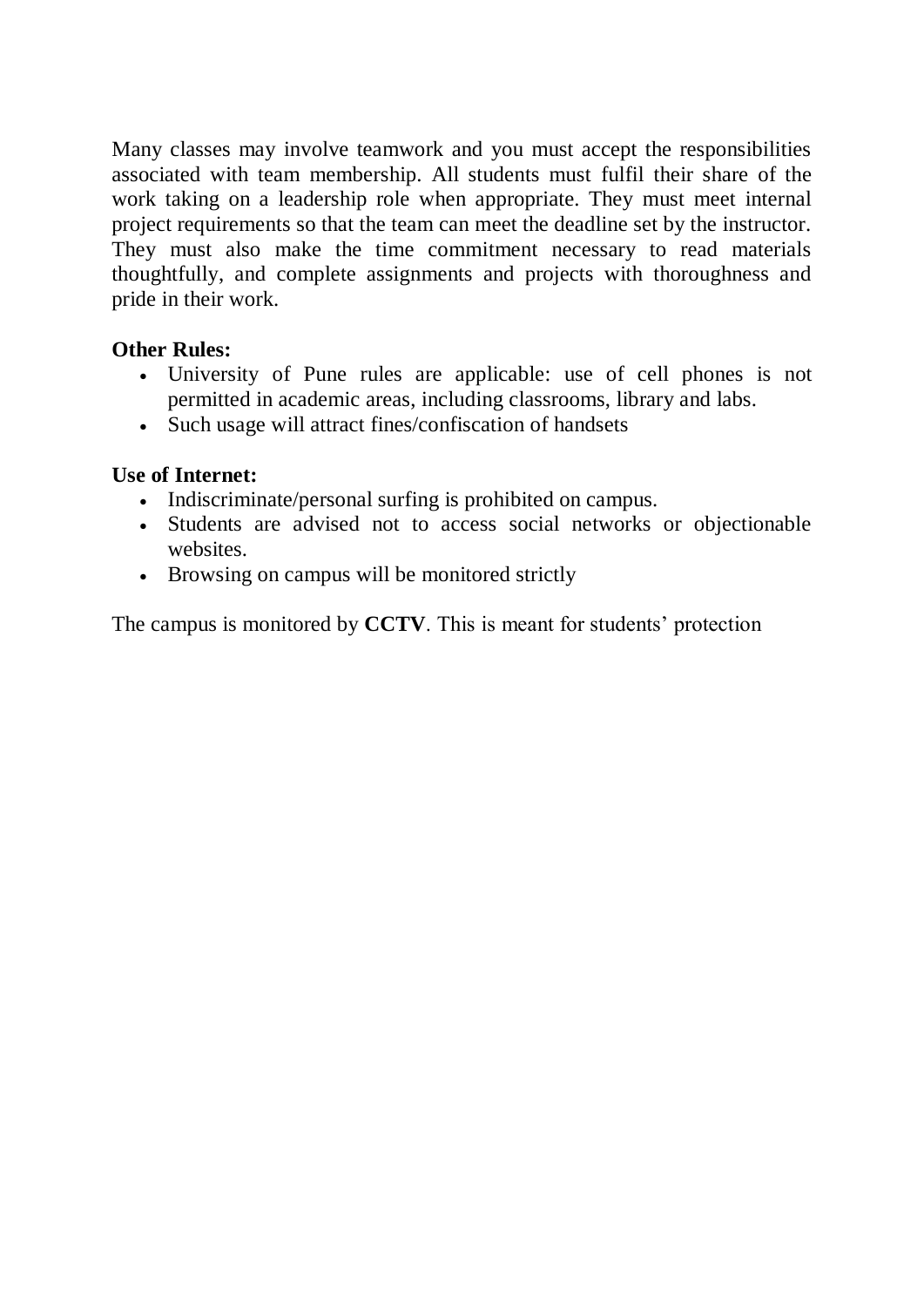Many classes may involve teamwork and you must accept the responsibilities associated with team membership. All students must fulfil their share of the work taking on a leadership role when appropriate. They must meet internal project requirements so that the team can meet the deadline set by the instructor. They must also make the time commitment necessary to read materials thoughtfully, and complete assignments and projects with thoroughness and pride in their work.

**Other Rules:**

- University of Pune rules are applicable: use of cell phones is not permitted in academic areas, including classrooms, library and labs.
- Such usage will attract fines/confiscation of handsets

**Use of Internet:**

- Indiscriminate/personal surfing is prohibited on campus.
- Students are advised not to access social networks or objectionable websites.
- Browsing on campus will be monitored strictly

The campus is monitored by **CCTV**. This is meant for students' protection